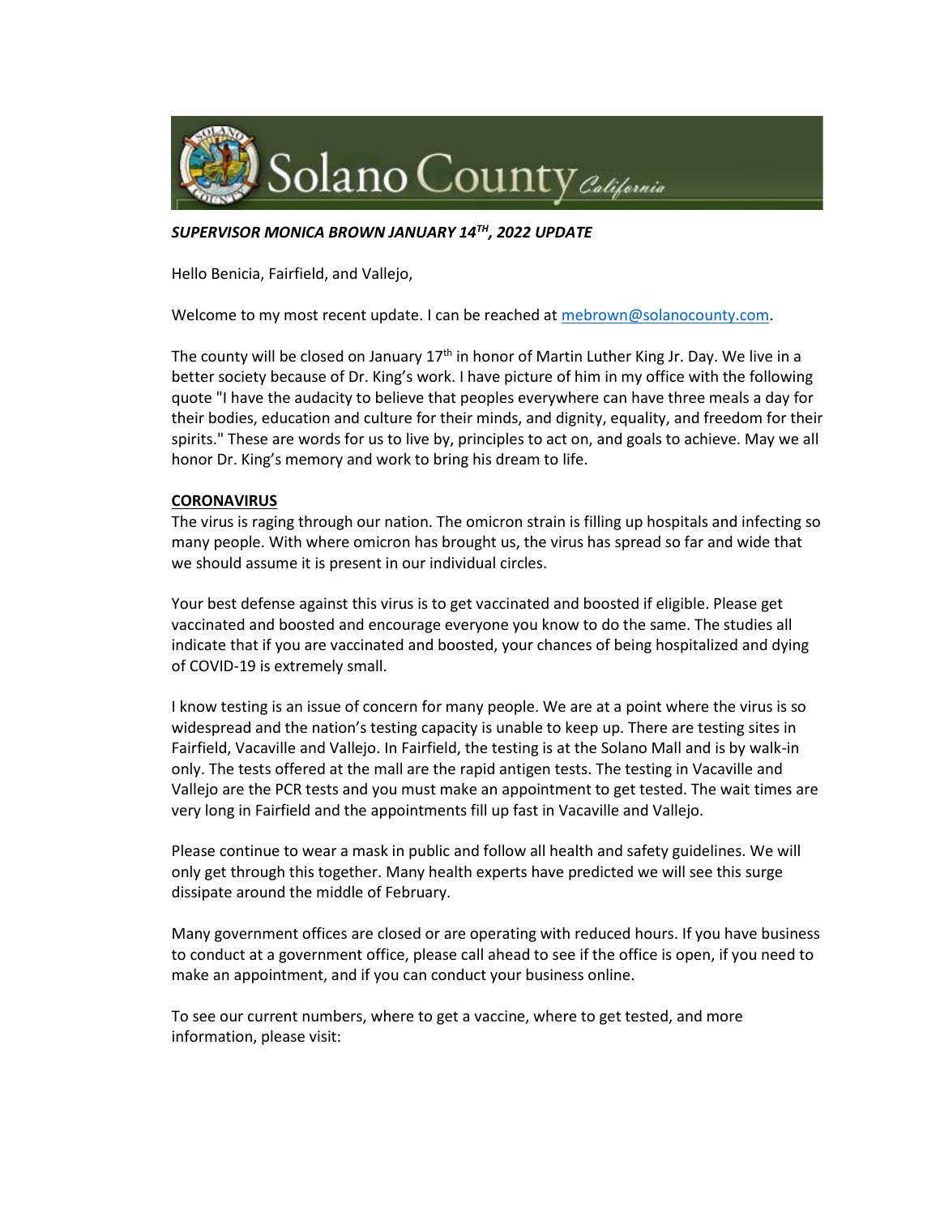***SUPERVISOR MONICA BROWN JANUARY 14TH, 2022 UPDATE***

Hello Benicia, Fairfield, and Vallejo,

Welcome to my most recent update. I can be reached at mebrown@solanocounty.com.

The county will be closed on January 17th in honor of Martin Luther King Jr. Day. We live in a better society because of Dr. King's work. I have picture of him in my office with the following quote "I have the audacity to believe that peoples everywhere can have three meals a day for their bodies, education and culture for their minds, and dignity, equality, and freedom for their spirits." These are words for us to live by, principles to act on, and goals to achieve. May we all honor Dr. King's memory and work to bring his dream to life.

## CORONAVIRUS

The virus is raging through our nation. The omicron strain is filling up hospitals and infecting so many people. With where omicron has brought us, the virus has spread so far and wide that we should assume it is present in our individual circles.

Your best defense against this virus is to get vaccinated and boosted if eligible. Please get vaccinated and boosted and encourage everyone you know to do the same. The studies all indicate that if you are vaccinated and boosted, your chances of being hospitalized and dying of COVID-19 is extremely small.

I know testing is an issue of concern for many people. We are at a point where the virus is so widespread and the nation's testing capacity is unable to keep up. There are testing sites in Fairfield, Vacaville and Vallejo. In Fairfield, the testing is at the Solano Mall and is by walk-in only. The tests offered at the mall are the rapid antigen tests. The testing in Vacaville and Vallejo are the PCR tests and you must make an appointment to get tested. The wait times are very long in Fairfield and the appointments fill up fast in Vacaville and Vallejo.

Please continue to wear a mask in public and follow all health and safety guidelines. We will only get through this together. Many health experts have predicted we will see this surge dissipate around the middle of February.

Many government offices are closed or are operating with reduced hours. If you have business to conduct at a government office, please call ahead to see if the office is open, if you need to make an appointment, and if you can conduct your business online.

To see our current numbers, where to get a vaccine, where to get tested, and more information, please visit: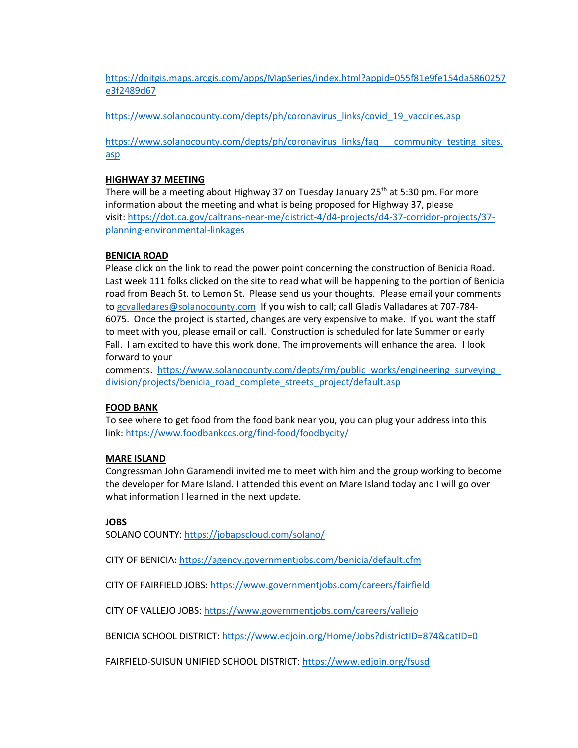https://doitgis.maps.arcgis.com/apps/MapSeries/index.html?appid=055f81e9fe154da5860257e3f2489d67

https://www.solanocounty.com/depts/ph/coronavirus_links/covid_19_vaccines.asp

https://www.solanocounty.com/depts/ph/coronavirus_links/faq___community_testing_sites.asp

**HIGHWAY 37 MEETING**

There will be a meeting about Highway 37 on Tuesday January 25th at 5:30 pm. For more information about the meeting and what is being proposed for Highway 37, please visit: https://dot.ca.gov/caltrans-near-me/district-4/d4-projects/d4-37-corridor-projects/37-planning-environmental-linkages

**BENICIA ROAD**

Please click on the link to read the power point concerning the construction of Benicia Road. Last week 111 folks clicked on the site to read what will be happening to the portion of Benicia road from Beach St. to Lemon St. Please send us your thoughts. Please email your comments to gcvalledares@solanocounty.com If you wish to call; call Gladis Valladares at 707-784-6075. Once the project is started, changes are very expensive to make. If you want the staff to meet with you, please email or call. Construction is scheduled for late Summer or early Fall. I am excited to have this work done. The improvements will enhance the area. I look forward to your comments. https://www.solanocounty.com/depts/rm/public_works/engineering_surveying_division/projects/benicia_road_complete_streets_project/default.asp

**FOOD BANK**

To see where to get food from the food bank near you, you can plug your address into this link: https://www.foodbankccs.org/find-food/foodbycity/

**MARE ISLAND**

Congressman John Garamendi invited me to meet with him and the group working to become the developer for Mare Island. I attended this event on Mare Island today and I will go over what information I learned in the next update.

**JOBS**

SOLANO COUNTY: https://jobapscloud.com/solano/

CITY OF BENICIA: https://agency.governmentjobs.com/benicia/default.cfm

CITY OF FAIRFIELD JOBS: https://www.governmentjobs.com/careers/fairfield

CITY OF VALLEJO JOBS: https://www.governmentjobs.com/careers/vallejo

BENICIA SCHOOL DISTRICT: https://www.edjoin.org/Home/Jobs?districtID=874&catID=0

FAIRFIELD-SUISUN UNIFIED SCHOOL DISTRICT: https://www.edjoin.org/fsusd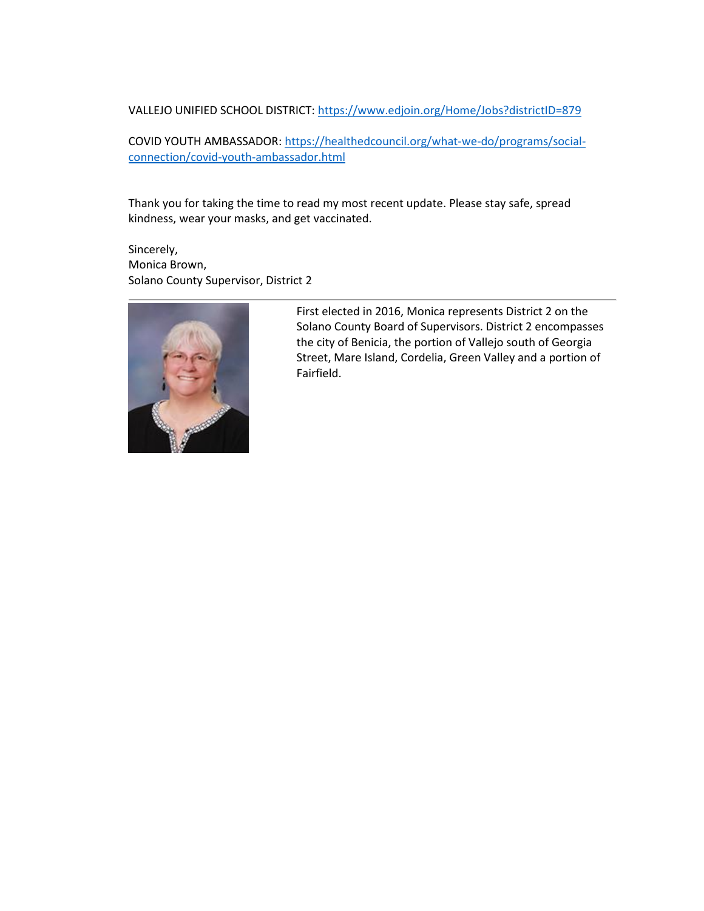VALLEJO UNIFIED SCHOOL DISTRICT: [https://www.edjoin.org/Home/Jobs?districtID=879](https://www.edjoin.org/Home/Jobs?districtID=879)

COVID YOUTH AMBASSADOR: [https://healthedcouncil.org/what-we-do/programs/social-connection/covid-youth-ambassador.html](https://healthedcouncil.org/what-we-do/programs/social-connection/covid-youth-ambassador.html)

Thank you for taking the time to read my most recent update. Please stay safe, spread kindness, wear your masks, and get vaccinated.

Sincerely,
Monica Brown,
Solano County Supervisor, District 2

---

First elected in 2016, Monica represents District 2 on the Solano County Board of Supervisors. District 2 encompasses the city of Benicia, the portion of Vallejo south of Georgia Street, Mare Island, Cordelia, Green Valley and a portion of Fairfield.